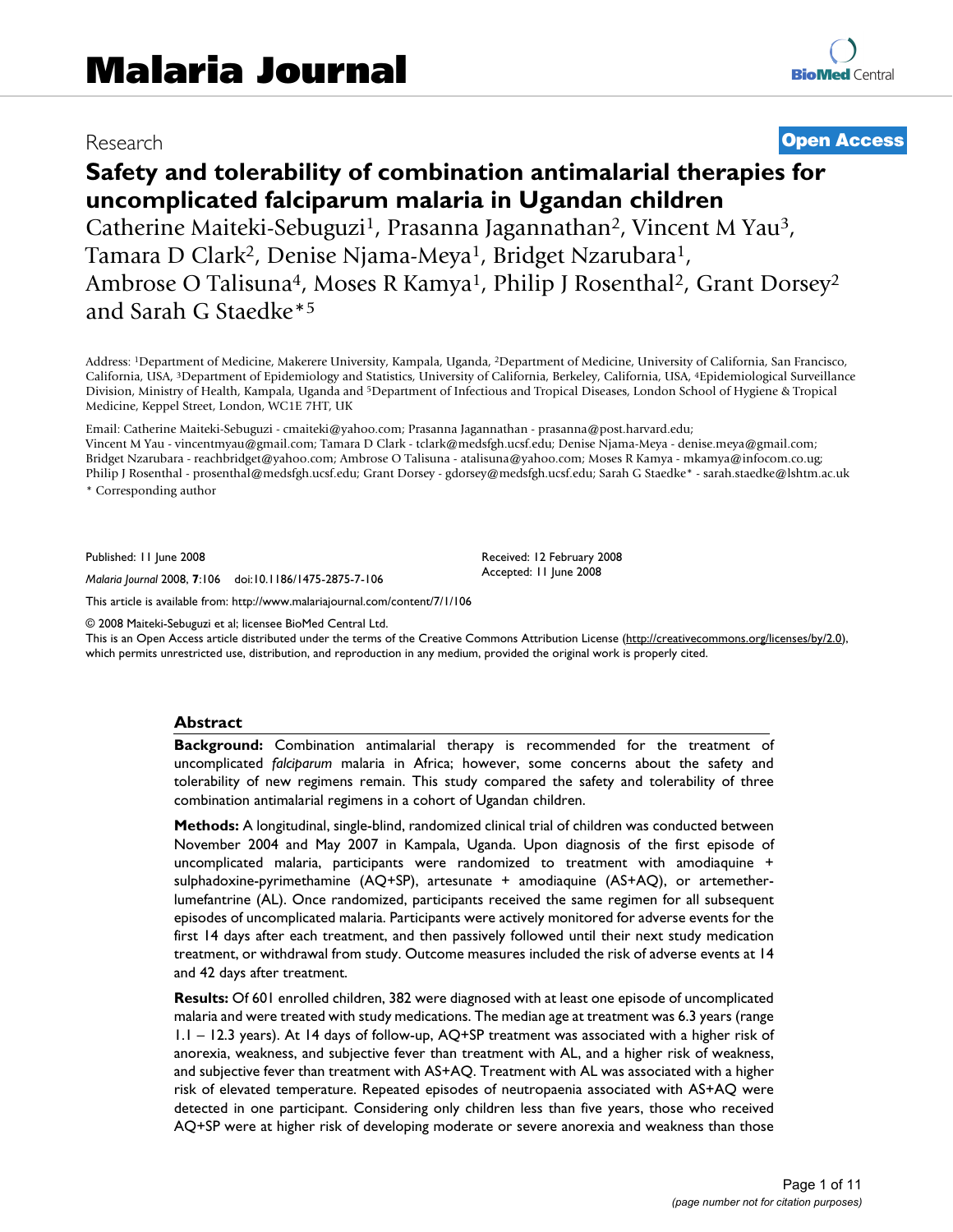Research

Open Access

# Safety and tolerability of combination antimalarial therapies for uncomplicated falciparum malaria in Ugandan children

Catherine Maiteki-Sebuguzi[1], Prasanna Jagannathan[2], Vincent M Yau[3], Tamara D Clark[2], Denise Njama-Meya[1], Bridget Nzarubara[1], Ambrose O Talisuna[4], Moses R Kamya[1], Philip J Rosenthal[2], Grant Dorsey[2] and Sarah G Staedke*[5]

Address: [1]Department of Medicine, Makerere University, Kampala, Uganda, [2]Department of Medicine, University of California, San Francisco, California, USA, [3]Department of Epidemiology and Statistics, University of California, Berkeley, California, USA, [4]Epidemiological Surveillance Division, Ministry of Health, Kampala, Uganda and [5]Department of Infectious and Tropical Diseases, London School of Hygiene & Tropical Medicine, Keppel Street, London, WC1E 7HT, UK

Email: Catherine Maiteki-Sebuguzi - cmaiteki@yahoo.com; Prasanna Jagannathan - prasanna@post.harvard.edu; Vincent M Yau - vincentmyau@gmail.com; Tamara D Clark - tclark@medsfgh.ucsf.edu; Denise Njama-Meya - denise.meya@gmail.com; Bridget Nzarubara - reachbridget@yahoo.com; Ambrose O Talisuna - atalisuna@yahoo.com; Moses R Kamya - mkamya@infocom.co.ug; Philip J Rosenthal - prosenthal@medsfgh.ucsf.edu; Grant Dorsey - gdorsey@medsfgh.ucsf.edu; Sarah G Staedke* - sarah.staedke@lshtm.ac.uk

\* Corresponding author

Published: 11 June 2008

*Malaria Journal* 2008, **7**:106 doi:10.1186/1475-2875-7-106

Received: 12 February 2008
Accepted: 11 June 2008

This article is available from: http://www.malariajournal.com/content/7/1/106

© 2008 Maiteki-Sebuguzi et al; licensee BioMed Central Ltd.
This is an Open Access article distributed under the terms of the Creative Commons Attribution License (http://creativecommons.org/licenses/by/2.0), which permits unrestricted use, distribution, and reproduction in any medium, provided the original work is properly cited.

## Abstract

**Background:** Combination antimalarial therapy is recommended for the treatment of uncomplicated *falciparum* malaria in Africa; however, some concerns about the safety and tolerability of new regimens remain. This study compared the safety and tolerability of three combination antimalarial regimens in a cohort of Ugandan children.

**Methods:** A longitudinal, single-blind, randomized clinical trial of children was conducted between November 2004 and May 2007 in Kampala, Uganda. Upon diagnosis of the first episode of uncomplicated malaria, participants were randomized to treatment with amodiaquine + sulphadoxine-pyrimethamine (AQ+SP), artesunate + amodiaquine (AS+AQ), or artemether-lumefantrine (AL). Once randomized, participants received the same regimen for all subsequent episodes of uncomplicated malaria. Participants were actively monitored for adverse events for the first 14 days after each treatment, and then passively followed until their next study medication treatment, or withdrawal from study. Outcome measures included the risk of adverse events at 14 and 42 days after treatment.

**Results:** Of 601 enrolled children, 382 were diagnosed with at least one episode of uncomplicated malaria and were treated with study medications. The median age at treatment was 6.3 years (range 1.1 – 12.3 years). At 14 days of follow-up, AQ+SP treatment was associated with a higher risk of anorexia, weakness, and subjective fever than treatment with AL, and a higher risk of weakness, and subjective fever than treatment with AS+AQ. Treatment with AL was associated with a higher risk of elevated temperature. Repeated episodes of neutropaenia associated with AS+AQ were detected in one participant. Considering only children less than five years, those who received AQ+SP were at higher risk of developing moderate or severe anorexia and weakness than those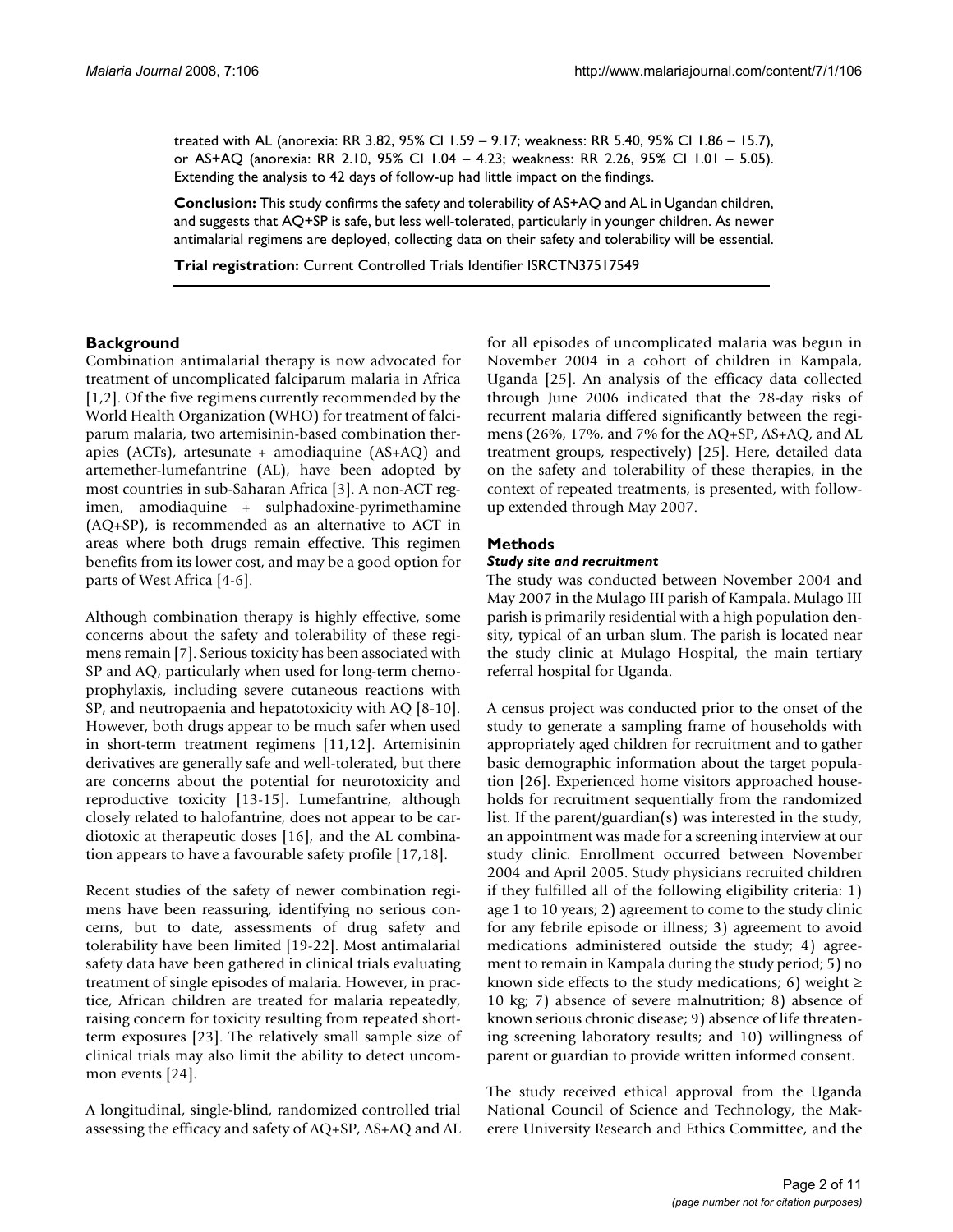treated with AL (anorexia: RR 3.82, 95% CI 1.59 – 9.17; weakness: RR 5.40, 95% CI 1.86 – 15.7), or AS+AQ (anorexia: RR 2.10, 95% CI 1.04 – 4.23; weakness: RR 2.26, 95% CI 1.01 – 5.05). Extending the analysis to 42 days of follow-up had little impact on the findings.

**Conclusion:** This study confirms the safety and tolerability of AS+AQ and AL in Ugandan children, and suggests that AQ+SP is safe, but less well-tolerated, particularly in younger children. As newer antimalarial regimens are deployed, collecting data on their safety and tolerability will be essential.

**Trial registration:** Current Controlled Trials Identifier ISRCTN37517549

## Background

Combination antimalarial therapy is now advocated for treatment of uncomplicated falciparum malaria in Africa [1,2]. Of the five regimens currently recommended by the World Health Organization (WHO) for treatment of falciparum malaria, two artemisinin-based combination therapies (ACTs), artesunate + amodiaquine (AS+AQ) and artemether-lumefantrine (AL), have been adopted by most countries in sub-Saharan Africa [3]. A non-ACT regimen, amodiaquine + sulphadoxine-pyrimethamine (AQ+SP), is recommended as an alternative to ACT in areas where both drugs remain effective. This regimen benefits from its lower cost, and may be a good option for parts of West Africa [4-6].

Although combination therapy is highly effective, some concerns about the safety and tolerability of these regimens remain [7]. Serious toxicity has been associated with SP and AQ, particularly when used for long-term chemoprophylaxis, including severe cutaneous reactions with SP, and neutropaenia and hepatotoxicity with AQ [8-10]. However, both drugs appear to be much safer when used in short-term treatment regimens [11,12]. Artemisinin derivatives are generally safe and well-tolerated, but there are concerns about the potential for neurotoxicity and reproductive toxicity [13-15]. Lumefantrine, although closely related to halofantrine, does not appear to be cardiotoxic at therapeutic doses [16], and the AL combination appears to have a favourable safety profile [17,18].

Recent studies of the safety of newer combination regimens have been reassuring, identifying no serious concerns, but to date, assessments of drug safety and tolerability have been limited [19-22]. Most antimalarial safety data have been gathered in clinical trials evaluating treatment of single episodes of malaria. However, in practice, African children are treated for malaria repeatedly, raising concern for toxicity resulting from repeated short-term exposures [23]. The relatively small sample size of clinical trials may also limit the ability to detect uncommon events [24].

A longitudinal, single-blind, randomized controlled trial assessing the efficacy and safety of AQ+SP, AS+AQ and AL for all episodes of uncomplicated malaria was begun in November 2004 in a cohort of children in Kampala, Uganda [25]. An analysis of the efficacy data collected through June 2006 indicated that the 28-day risks of recurrent malaria differed significantly between the regimens (26%, 17%, and 7% for the AQ+SP, AS+AQ, and AL treatment groups, respectively) [25]. Here, detailed data on the safety and tolerability of these therapies, in the context of repeated treatments, is presented, with follow-up extended through May 2007.

## Methods

### *Study site and recruitment*

The study was conducted between November 2004 and May 2007 in the Mulago III parish of Kampala. Mulago III parish is primarily residential with a high population density, typical of an urban slum. The parish is located near the study clinic at Mulago Hospital, the main tertiary referral hospital for Uganda.

A census project was conducted prior to the onset of the study to generate a sampling frame of households with appropriately aged children for recruitment and to gather basic demographic information about the target population [26]. Experienced home visitors approached households for recruitment sequentially from the randomized list. If the parent/guardian(s) was interested in the study, an appointment was made for a screening interview at our study clinic. Enrollment occurred between November 2004 and April 2005. Study physicians recruited children if they fulfilled all of the following eligibility criteria: 1) age 1 to 10 years; 2) agreement to come to the study clinic for any febrile episode or illness; 3) agreement to avoid medications administered outside the study; 4) agreement to remain in Kampala during the study period; 5) no known side effects to the study medications; 6) weight ≥ 10 kg; 7) absence of severe malnutrition; 8) absence of known serious chronic disease; 9) absence of life threatening screening laboratory results; and 10) willingness of parent or guardian to provide written informed consent.

The study received ethical approval from the Uganda National Council of Science and Technology, the Makerere University Research and Ethics Committee, and the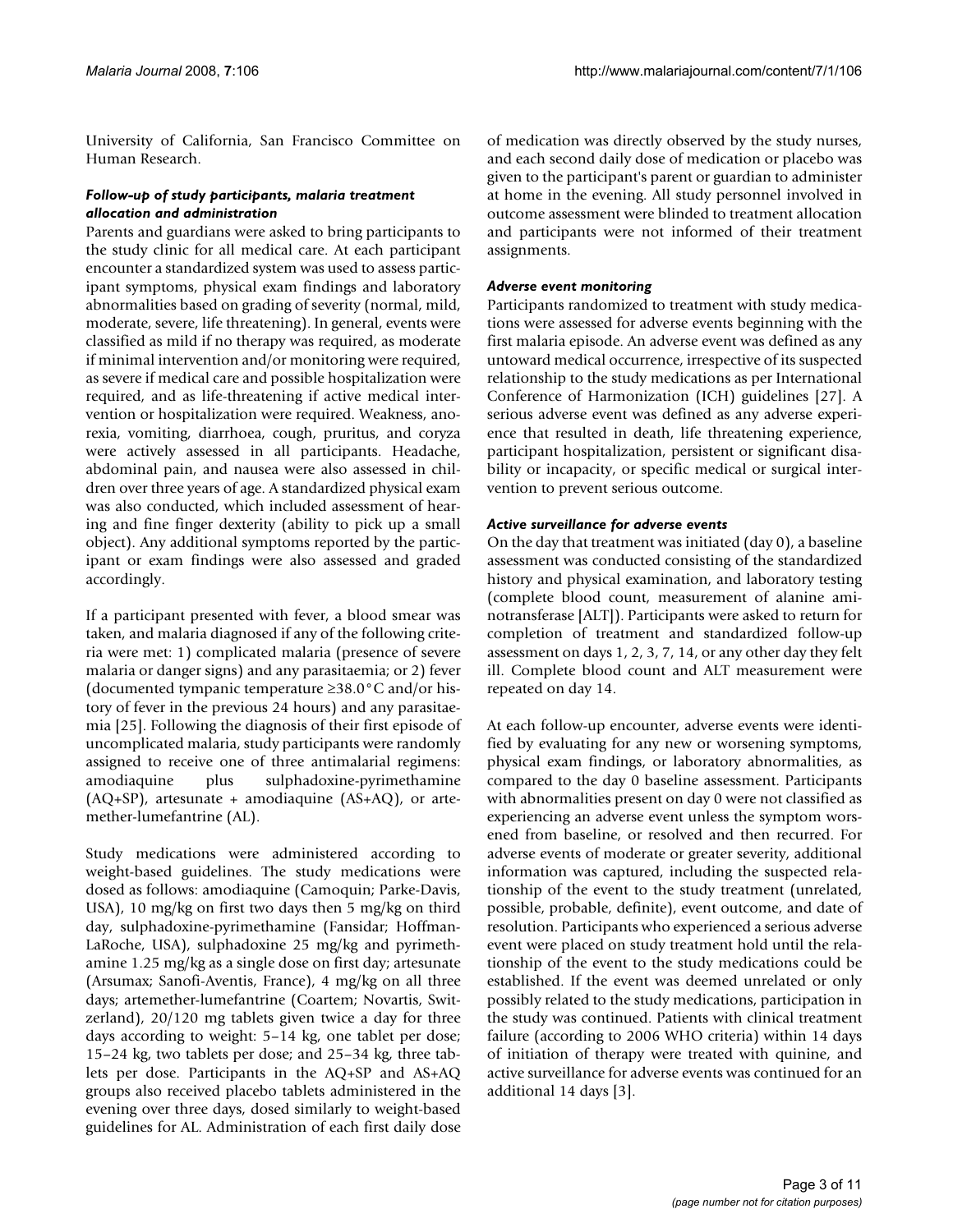University of California, San Francisco Committee on Human Research.

### *Follow-up of study participants, malaria treatment allocation and administration*

Parents and guardians were asked to bring participants to the study clinic for all medical care. At each participant encounter a standardized system was used to assess participant symptoms, physical exam findings and laboratory abnormalities based on grading of severity (normal, mild, moderate, severe, life threatening). In general, events were classified as mild if no therapy was required, as moderate if minimal intervention and/or monitoring were required, as severe if medical care and possible hospitalization were required, and as life-threatening if active medical intervention or hospitalization were required. Weakness, anorexia, vomiting, diarrhoea, cough, pruritus, and coryza were actively assessed in all participants. Headache, abdominal pain, and nausea were also assessed in children over three years of age. A standardized physical exam was also conducted, which included assessment of hearing and fine finger dexterity (ability to pick up a small object). Any additional symptoms reported by the participant or exam findings were also assessed and graded accordingly.

If a participant presented with fever, a blood smear was taken, and malaria diagnosed if any of the following criteria were met: 1) complicated malaria (presence of severe malaria or danger signs) and any parasitaemia; or 2) fever (documented tympanic temperature ≥38.0°C and/or history of fever in the previous 24 hours) and any parasitaemia [25]. Following the diagnosis of their first episode of uncomplicated malaria, study participants were randomly assigned to receive one of three antimalarial regimens: amodiaquine plus sulphadoxine-pyrimethamine (AQ+SP), artesunate + amodiaquine (AS+AQ), or artemether-lumefantrine (AL).

Study medications were administered according to weight-based guidelines. The study medications were dosed as follows: amodiaquine (Camoquin; Parke-Davis, USA), 10 mg/kg on first two days then 5 mg/kg on third day, sulphadoxine-pyrimethamine (Fansidar; Hoffman-LaRoche, USA), sulphadoxine 25 mg/kg and pyrimethamine 1.25 mg/kg as a single dose on first day; artesunate (Arsumax; Sanofi-Aventis, France), 4 mg/kg on all three days; artemether-lumefantrine (Coartem; Novartis, Switzerland), 20/120 mg tablets given twice a day for three days according to weight: 5–14 kg, one tablet per dose; 15–24 kg, two tablets per dose; and 25–34 kg, three tablets per dose. Participants in the AQ+SP and AS+AQ groups also received placebo tablets administered in the evening over three days, dosed similarly to weight-based guidelines for AL. Administration of each first daily dose of medication was directly observed by the study nurses, and each second daily dose of medication or placebo was given to the participant's parent or guardian to administer at home in the evening. All study personnel involved in outcome assessment were blinded to treatment allocation and participants were not informed of their treatment assignments.

### *Adverse event monitoring*

Participants randomized to treatment with study medications were assessed for adverse events beginning with the first malaria episode. An adverse event was defined as any untoward medical occurrence, irrespective of its suspected relationship to the study medications as per International Conference of Harmonization (ICH) guidelines [27]. A serious adverse event was defined as any adverse experience that resulted in death, life threatening experience, participant hospitalization, persistent or significant disability or incapacity, or specific medical or surgical intervention to prevent serious outcome.

### *Active surveillance for adverse events*

On the day that treatment was initiated (day 0), a baseline assessment was conducted consisting of the standardized history and physical examination, and laboratory testing (complete blood count, measurement of alanine aminotransferase [ALT]). Participants were asked to return for completion of treatment and standardized follow-up assessment on days 1, 2, 3, 7, 14, or any other day they felt ill. Complete blood count and ALT measurement were repeated on day 14.

At each follow-up encounter, adverse events were identified by evaluating for any new or worsening symptoms, physical exam findings, or laboratory abnormalities, as compared to the day 0 baseline assessment. Participants with abnormalities present on day 0 were not classified as experiencing an adverse event unless the symptom worsened from baseline, or resolved and then recurred. For adverse events of moderate or greater severity, additional information was captured, including the suspected relationship of the event to the study treatment (unrelated, possible, probable, definite), event outcome, and date of resolution. Participants who experienced a serious adverse event were placed on study treatment hold until the relationship of the event to the study medications could be established. If the event was deemed unrelated or only possibly related to the study medications, participation in the study was continued. Patients with clinical treatment failure (according to 2006 WHO criteria) within 14 days of initiation of therapy were treated with quinine, and active surveillance for adverse events was continued for an additional 14 days [3].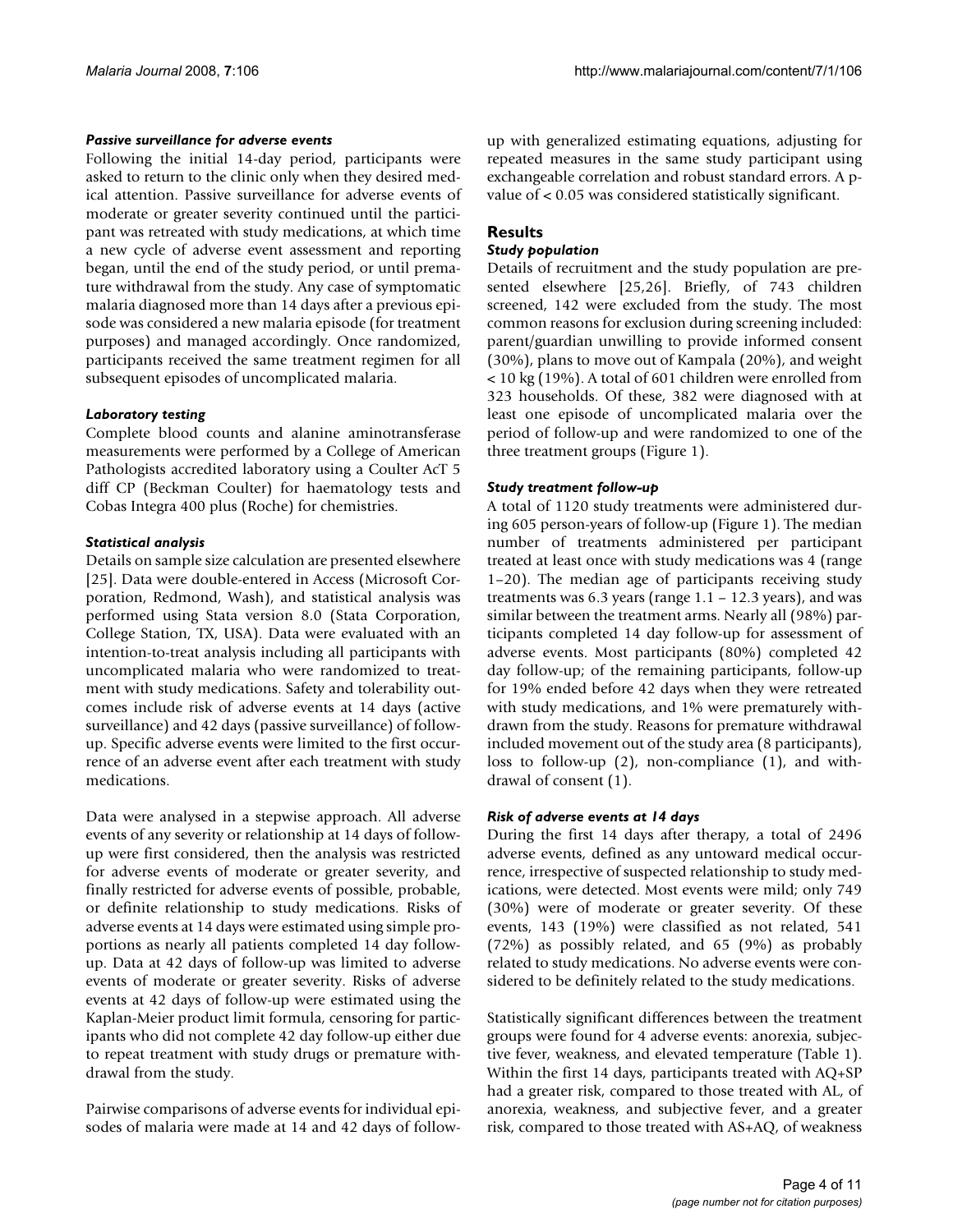### *Passive surveillance for adverse events*

Following the initial 14-day period, participants were asked to return to the clinic only when they desired medical attention. Passive surveillance for adverse events of moderate or greater severity continued until the participant was retreated with study medications, at which time a new cycle of adverse event assessment and reporting began, until the end of the study period, or until premature withdrawal from the study. Any case of symptomatic malaria diagnosed more than 14 days after a previous episode was considered a new malaria episode (for treatment purposes) and managed accordingly. Once randomized, participants received the same treatment regimen for all subsequent episodes of uncomplicated malaria.

### *Laboratory testing*

Complete blood counts and alanine aminotransferase measurements were performed by a College of American Pathologists accredited laboratory using a Coulter AcT 5 diff CP (Beckman Coulter) for haematology tests and Cobas Integra 400 plus (Roche) for chemistries.

### *Statistical analysis*

Details on sample size calculation are presented elsewhere [25]. Data were double-entered in Access (Microsoft Corporation, Redmond, Wash), and statistical analysis was performed using Stata version 8.0 (Stata Corporation, College Station, TX, USA). Data were evaluated with an intention-to-treat analysis including all participants with uncomplicated malaria who were randomized to treatment with study medications. Safety and tolerability outcomes include risk of adverse events at 14 days (active surveillance) and 42 days (passive surveillance) of follow-up. Specific adverse events were limited to the first occurrence of an adverse event after each treatment with study medications.

Data were analysed in a stepwise approach. All adverse events of any severity or relationship at 14 days of follow-up were first considered, then the analysis was restricted for adverse events of moderate or greater severity, and finally restricted for adverse events of possible, probable, or definite relationship to study medications. Risks of adverse events at 14 days were estimated using simple proportions as nearly all patients completed 14 day follow-up. Data at 42 days of follow-up was limited to adverse events of moderate or greater severity. Risks of adverse events at 42 days of follow-up were estimated using the Kaplan-Meier product limit formula, censoring for participants who did not complete 42 day follow-up either due to repeat treatment with study drugs or premature withdrawal from the study.

Pairwise comparisons of adverse events for individual episodes of malaria were made at 14 and 42 days of follow-up with generalized estimating equations, adjusting for repeated measures in the same study participant using exchangeable correlation and robust standard errors. A p-value of < 0.05 was considered statistically significant.

## Results

### *Study population*

Details of recruitment and the study population are presented elsewhere [25,26]. Briefly, of 743 children screened, 142 were excluded from the study. The most common reasons for exclusion during screening included: parent/guardian unwilling to provide informed consent (30%), plans to move out of Kampala (20%), and weight < 10 kg (19%). A total of 601 children were enrolled from 323 households. Of these, 382 were diagnosed with at least one episode of uncomplicated malaria over the period of follow-up and were randomized to one of the three treatment groups (Figure 1).

### *Study treatment follow-up*

A total of 1120 study treatments were administered during 605 person-years of follow-up (Figure 1). The median number of treatments administered per participant treated at least once with study medications was 4 (range 1–20). The median age of participants receiving study treatments was 6.3 years (range 1.1 – 12.3 years), and was similar between the treatment arms. Nearly all (98%) participants completed 14 day follow-up for assessment of adverse events. Most participants (80%) completed 42 day follow-up; of the remaining participants, follow-up for 19% ended before 42 days when they were retreated with study medications, and 1% were prematurely withdrawn from the study. Reasons for premature withdrawal included movement out of the study area (8 participants), loss to follow-up (2), non-compliance (1), and withdrawal of consent (1).

### *Risk of adverse events at 14 days*

During the first 14 days after therapy, a total of 2496 adverse events, defined as any untoward medical occurrence, irrespective of suspected relationship to study medications, were detected. Most events were mild; only 749 (30%) were of moderate or greater severity. Of these events, 143 (19%) were classified as not related, 541 (72%) as possibly related, and 65 (9%) as probably related to study medications. No adverse events were considered to be definitely related to the study medications.

Statistically significant differences between the treatment groups were found for 4 adverse events: anorexia, subjective fever, weakness, and elevated temperature (Table 1). Within the first 14 days, participants treated with AQ+SP had a greater risk, compared to those treated with AL, of anorexia, weakness, and subjective fever, and a greater risk, compared to those treated with AS+AQ, of weakness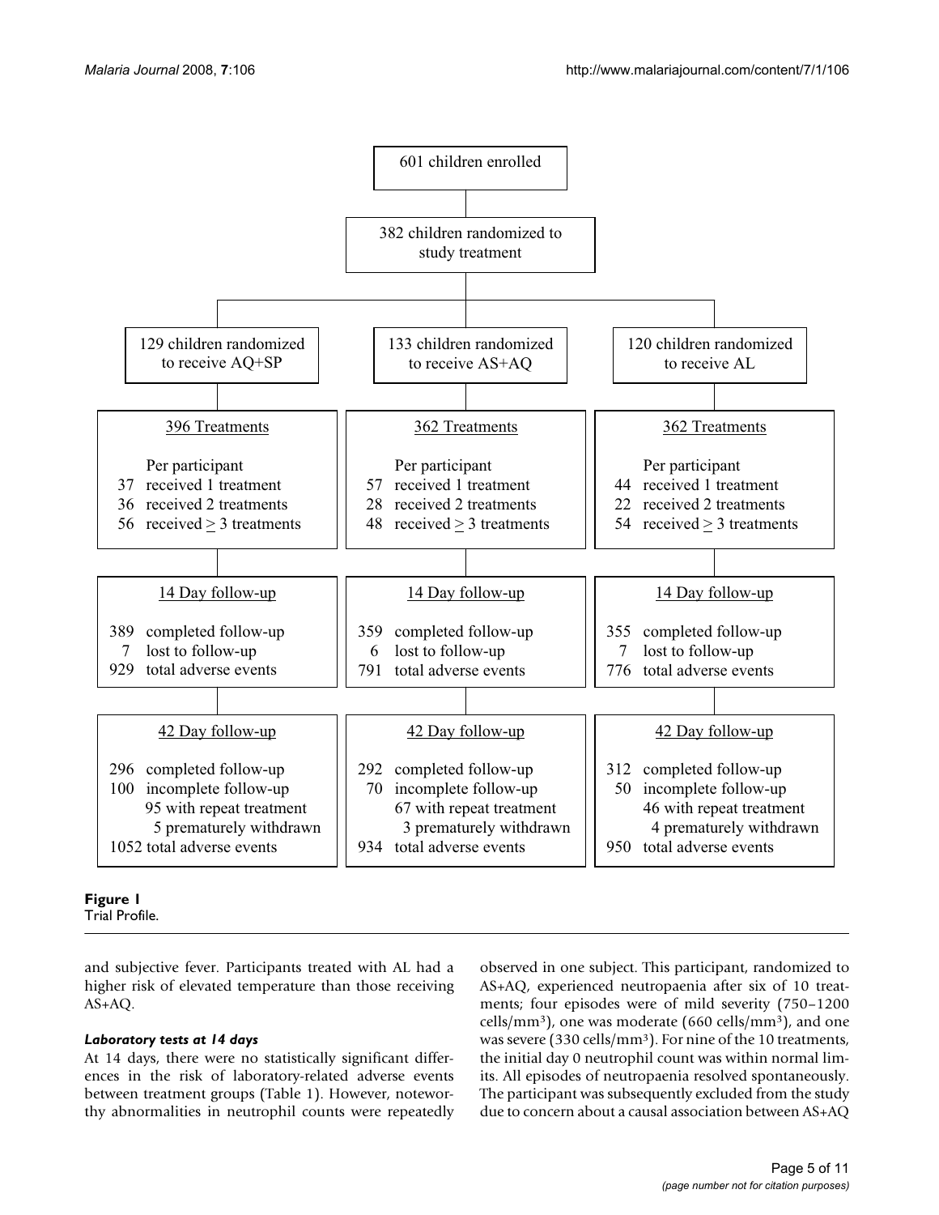601 children enrolled

382 children randomized to study treatment

| 129 children randomized to receive AQ+SP | 133 children randomized to receive AS+AQ | 120 children randomized to receive AL |
|---|---|---|
| **396 Treatments** | **362 Treatments** | **362 Treatments** |
| Per participant | Per participant | Per participant |
| 37 received 1 treatment | 57 received 1 treatment | 44 received 1 treatment |
| 36 received 2 treatments | 28 received 2 treatments | 22 received 2 treatments |
| 56 received ≥ 3 treatments | 48 received ≥ 3 treatments | 54 received ≥ 3 treatments |
| **14 Day follow-up** | **14 Day follow-up** | **14 Day follow-up** |
| 389 completed follow-up | 359 completed follow-up | 355 completed follow-up |
| 7 lost to follow-up | 6 lost to follow-up | 7 lost to follow-up |
| 929 total adverse events | 791 total adverse events | 776 total adverse events |
| **42 Day follow-up** | **42 Day follow-up** | **42 Day follow-up** |
| 296 completed follow-up | 292 completed follow-up | 312 completed follow-up |
| 100 incomplete follow-up | 70 incomplete follow-up | 50 incomplete follow-up |
| 95 with repeat treatment | 67 with repeat treatment | 46 with repeat treatment |
| 5 prematurely withdrawn | 3 prematurely withdrawn | 4 prematurely withdrawn |
| 1052 total adverse events | 934 total adverse events | 950 total adverse events |

**Figure 1**
Trial Profile.

and subjective fever. Participants treated with AL had a higher risk of elevated temperature than those receiving AS+AQ.

#### *Laboratory tests at 14 days*

At 14 days, there were no statistically significant differences in the risk of laboratory-related adverse events between treatment groups (Table 1). However, noteworthy abnormalities in neutrophil counts were repeatedly observed in one subject. This participant, randomized to AS+AQ, experienced neutropaenia after six of 10 treatments; four episodes were of mild severity (750–1200 cells/mm$^3$), one was moderate (660 cells/mm$^3$), and one was severe (330 cells/mm$^3$). For nine of the 10 treatments, the initial day 0 neutrophil count was within normal limits. All episodes of neutropaenia resolved spontaneously. The participant was subsequently excluded from the study due to concern about a causal association between AS+AQ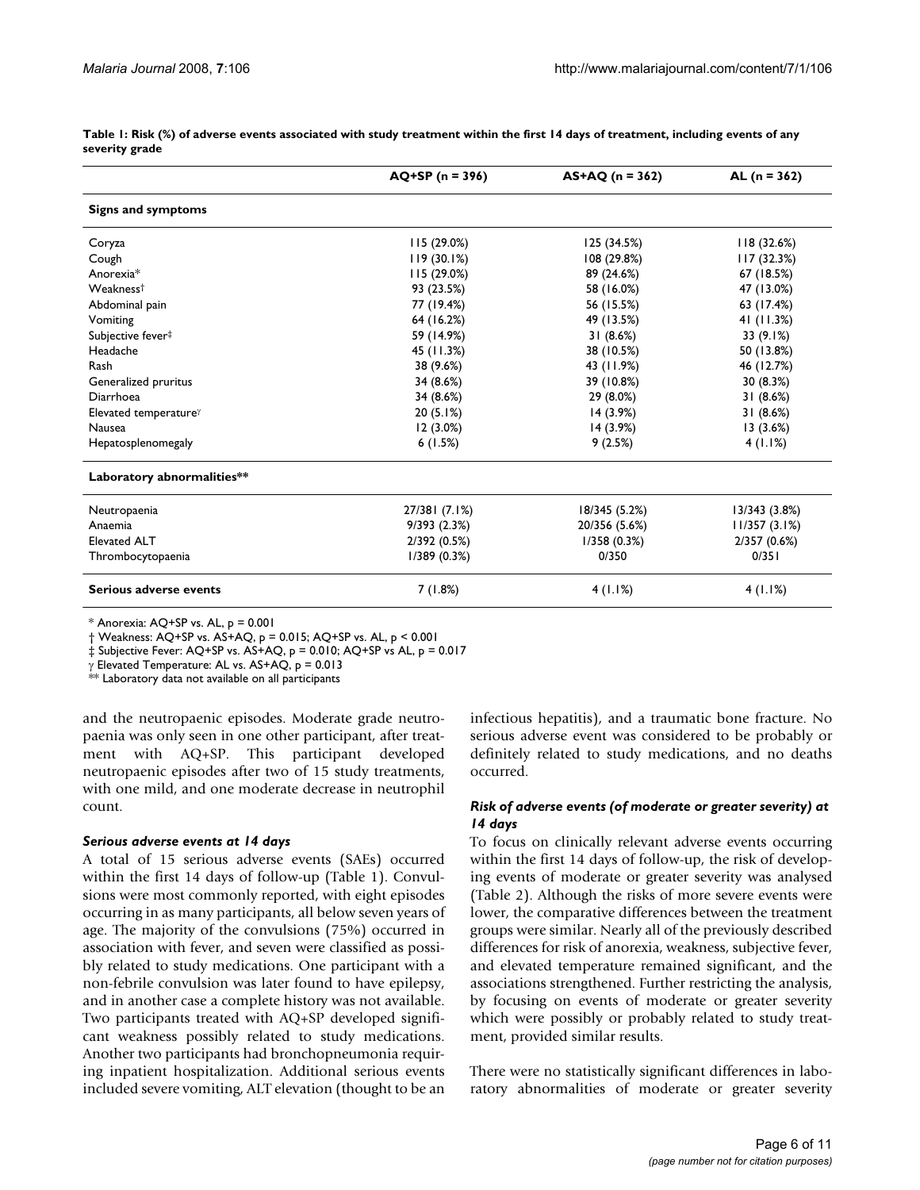**Table 1: Risk (%) of adverse events associated with study treatment within the first 14 days of treatment, including events of any severity grade**

| | AQ+SP (n = 396) | AS+AQ (n = 362) | AL (n = 362) |
|---|---|---|---|
| **Signs and symptoms** | | | |
| Coryza | 115 (29.0%) | 125 (34.5%) | 118 (32.6%) |
| Cough | 119 (30.1%) | 108 (29.8%) | 117 (32.3%) |
| Anorexia* | 115 (29.0%) | 89 (24.6%) | 67 (18.5%) |
| Weakness† | 93 (23.5%) | 58 (16.0%) | 47 (13.0%) |
| Abdominal pain | 77 (19.4%) | 56 (15.5%) | 63 (17.4%) |
| Vomiting | 64 (16.2%) | 49 (13.5%) | 41 (11.3%) |
| Subjective fever‡ | 59 (14.9%) | 31 (8.6%) | 33 (9.1%) |
| Headache | 45 (11.3%) | 38 (10.5%) | 50 (13.8%) |
| Rash | 38 (9.6%) | 43 (11.9%) | 46 (12.7%) |
| Generalized pruritus | 34 (8.6%) | 39 (10.8%) | 30 (8.3%) |
| Diarrhoea | 34 (8.6%) | 29 (8.0%) | 31 (8.6%) |
| Elevated temperature$^{\gamma}$ | 20 (5.1%) | 14 (3.9%) | 31 (8.6%) |
| Nausea | 12 (3.0%) | 14 (3.9%) | 13 (3.6%) |
| Hepatosplenomegaly | 6 (1.5%) | 9 (2.5%) | 4 (1.1%) |
| **Laboratory abnormalities**** | | | |
| Neutropaenia | 27/381 (7.1%) | 18/345 (5.2%) | 13/343 (3.8%) |
| Anaemia | 9/393 (2.3%) | 20/356 (5.6%) | 11/357 (3.1%) |
| Elevated ALT | 2/392 (0.5%) | 1/358 (0.3%) | 2/357 (0.6%) |
| Thrombocytopaenia | 1/389 (0.3%) | 0/350 | 0/351 |
| **Serious adverse events** | 7 (1.8%) | 4 (1.1%) | 4 (1.1%) |

\* Anorexia: AQ+SP vs. AL, $p = 0.001$
† Weakness: AQ+SP vs. AS+AQ, $p = 0.015$; AQ+SP vs. AL, $p < 0.001$
‡ Subjective Fever: AQ+SP vs. AS+AQ, $p = 0.010$; AQ+SP vs AL, $p = 0.017$
$\gamma$ Elevated Temperature: AL vs. AS+AQ, $p = 0.013$
** Laboratory data not available on all participants

and the neutropaenic episodes. Moderate grade neutropaenia was only seen in one other participant, after treatment with AQ+SP. This participant developed neutropaenic episodes after two of 15 study treatments, with one mild, and one moderate decrease in neutrophil count.

### *Serious adverse events at 14 days*

A total of 15 serious adverse events (SAEs) occurred within the first 14 days of follow-up (Table 1). Convulsions were most commonly reported, with eight episodes occurring in as many participants, all below seven years of age. The majority of the convulsions (75%) occurred in association with fever, and seven were classified as possibly related to study medications. One participant with a non-febrile convulsion was later found to have epilepsy, and in another case a complete history was not available. Two participants treated with AQ+SP developed significant weakness possibly related to study medications. Another two participants had bronchopneumonia requiring inpatient hospitalization. Additional serious events included severe vomiting, ALT elevation (thought to be an infectious hepatitis), and a traumatic bone fracture. No serious adverse event was considered to be probably or definitely related to study medications, and no deaths occurred.

### *Risk of adverse events (of moderate or greater severity) at 14 days*

To focus on clinically relevant adverse events occurring within the first 14 days of follow-up, the risk of developing events of moderate or greater severity was analysed (Table 2). Although the risks of more severe events were lower, the comparative differences between the treatment groups were similar. Nearly all of the previously described differences for risk of anorexia, weakness, subjective fever, and elevated temperature remained significant, and the associations strengthened. Further restricting the analysis, by focusing on events of moderate or greater severity which were possibly or probably related to study treatment, provided similar results.

There were no statistically significant differences in laboratory abnormalities of moderate or greater severity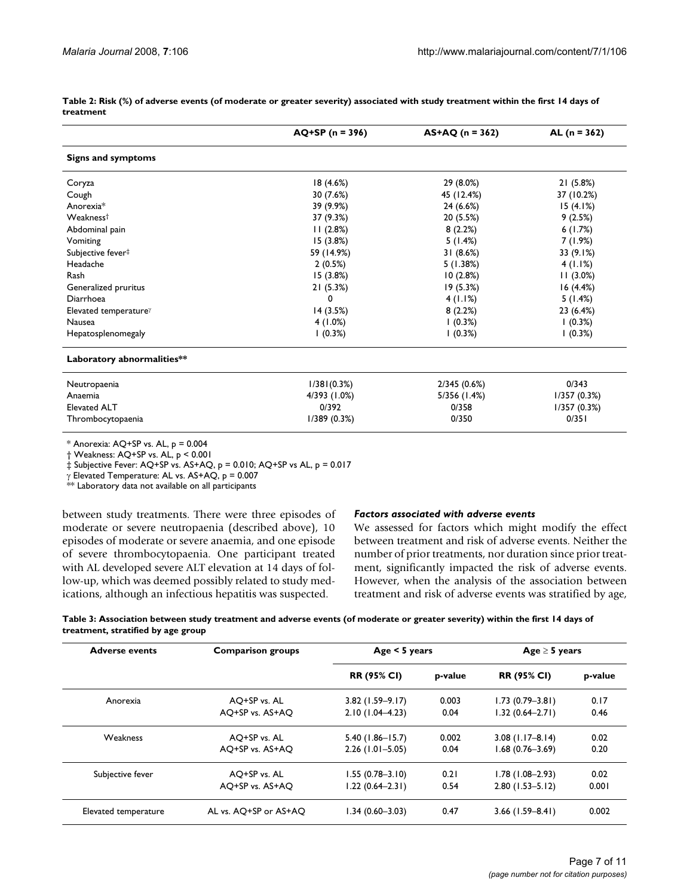**Table 2: Risk (%) of adverse events (of moderate or greater severity) associated with study treatment within the first 14 days of treatment**

| | AQ+SP (n = 396) | AS+AQ (n = 362) | AL (n = 362) |
|---|---|---|---|
| **Signs and symptoms** | | | |
| Coryza | 18 (4.6%) | 29 (8.0%) | 21 (5.8%) |
| Cough | 30 (7.6%) | 45 (12.4%) | 37 (10.2%) |
| Anorexia* | 39 (9.9%) | 24 (6.6%) | 15 (4.1%) |
| Weakness† | 37 (9.3%) | 20 (5.5%) | 9 (2.5%) |
| Abdominal pain | 11 (2.8%) | 8 (2.2%) | 6 (1.7%) |
| Vomiting | 15 (3.8%) | 5 (1.4%) | 7 (1.9%) |
| Subjective fever‡ | 59 (14.9%) | 31 (8.6%) | 33 (9.1%) |
| Headache | 2 (0.5%) | 5 (1.38%) | 4 (1.1%) |
| Rash | 15 (3.8%) | 10 (2.8%) | 11 (3.0%) |
| Generalized pruritus | 21 (5.3%) | 19 (5.3%) | 16 (4.4%) |
| Diarrhoea | 0 | 4 (1.1%) | 5 (1.4%) |
| Elevated temperature$^{\gamma}$ | 14 (3.5%) | 8 (2.2%) | 23 (6.4%) |
| Nausea | 4 (1.0%) | 1 (0.3%) | 1 (0.3%) |
| Hepatosplenomegaly | 1 (0.3%) | 1 (0.3%) | 1 (0.3%) |
| **Laboratory abnormalities**** | | | |
| Neutropaenia | 1/381(0.3%) | 2/345 (0.6%) | 0/343 |
| Anaemia | 4/393 (1.0%) | 5/356 (1.4%) | 1/357 (0.3%) |
| Elevated ALT | 0/392 | 0/358 | 1/357 (0.3%) |
| Thrombocytopaenia | 1/389 (0.3%) | 0/350 | 0/351 |

\* Anorexia: AQ+SP vs. AL, $p = 0.004$
† Weakness: AQ+SP vs. AL, $p < 0.001$
‡ Subjective Fever: AQ+SP vs. AS+AQ, $p = 0.010$; AQ+SP vs AL, $p = 0.017$
$\gamma$ Elevated Temperature: AL vs. AS+AQ, $p = 0.007$
** Laboratory data not available on all participants

between study treatments. There were three episodes of moderate or severe neutropaenia (described above), 10 episodes of moderate or severe anaemia, and one episode of severe thrombocytopaenia. One participant treated with AL developed severe ALT elevation at 14 days of follow-up, which was deemed possibly related to study medications, although an infectious hepatitis was suspected.

### *Factors associated with adverse events*

We assessed for factors which might modify the effect between treatment and risk of adverse events. Neither the number of prior treatments, nor duration since prior treatment, significantly impacted the risk of adverse events. However, when the analysis of the association between treatment and risk of adverse events was stratified by age,

**Table 3: Association between study treatment and adverse events (of moderate or greater severity) within the first 14 days of treatment, stratified by age group**

| Adverse events | Comparison groups | Age < 5 years | | Age ≥ 5 years | |
|---|---|---|---|---|---|
| | | RR (95% CI) | p-value | RR (95% CI) | p-value |
| Anorexia | AQ+SP vs. AL | 3.82 (1.59–9.17) | 0.003 | 1.73 (0.79–3.81) | 0.17 |
| | AQ+SP vs. AS+AQ | 2.10 (1.04–4.23) | 0.04 | 1.32 (0.64–2.71) | 0.46 |
| Weakness | AQ+SP vs. AL | 5.40 (1.86–15.7) | 0.002 | 3.08 (1.17–8.14) | 0.02 |
| | AQ+SP vs. AS+AQ | 2.26 (1.01–5.05) | 0.04 | 1.68 (0.76–3.69) | 0.20 |
| Subjective fever | AQ+SP vs. AL | 1.55 (0.78–3.10) | 0.21 | 1.78 (1.08–2.93) | 0.02 |
| | AQ+SP vs. AS+AQ | 1.22 (0.64–2.31) | 0.54 | 2.80 (1.53–5.12) | 0.001 |
| Elevated temperature | AL vs. AQ+SP or AS+AQ | 1.34 (0.60–3.03) | 0.47 | 3.66 (1.59–8.41) | 0.002 |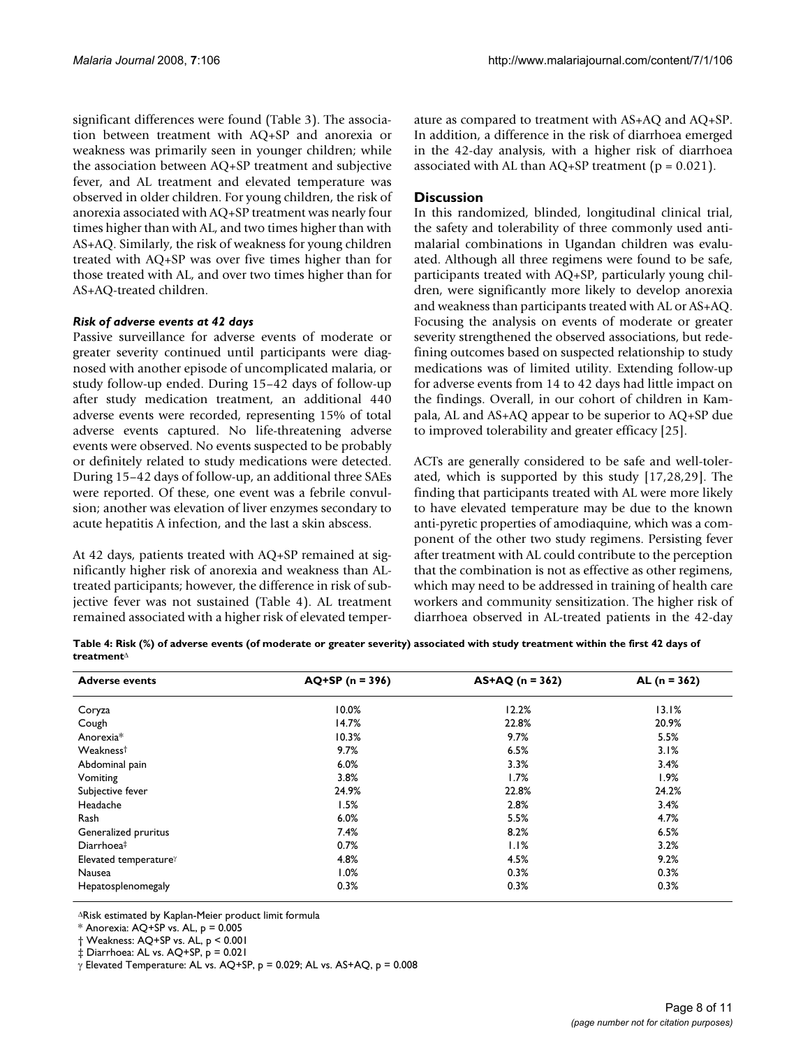significant differences were found (Table 3). The association between treatment with AQ+SP and anorexia or weakness was primarily seen in younger children; while the association between AQ+SP treatment and subjective fever, and AL treatment and elevated temperature was observed in older children. For young children, the risk of anorexia associated with AQ+SP treatment was nearly four times higher than with AL, and two times higher than with AS+AQ. Similarly, the risk of weakness for young children treated with AQ+SP was over five times higher than for those treated with AL, and over two times higher than for AS+AQ-treated children.

#### *Risk of adverse events at 42 days*

Passive surveillance for adverse events of moderate or greater severity continued until participants were diagnosed with another episode of uncomplicated malaria, or study follow-up ended. During 15–42 days of follow-up after study medication treatment, an additional 440 adverse events were recorded, representing 15% of total adverse events captured. No life-threatening adverse events were observed. No events suspected to be probably or definitely related to study medications were detected. During 15–42 days of follow-up, an additional three SAEs were reported. Of these, one event was a febrile convulsion; another was elevation of liver enzymes secondary to acute hepatitis A infection, and the last a skin abscess.

At 42 days, patients treated with AQ+SP remained at significantly higher risk of anorexia and weakness than AL-treated participants; however, the difference in risk of subjective fever was not sustained (Table 4). AL treatment remained associated with a higher risk of elevated temperature as compared to treatment with AS+AQ and AQ+SP. In addition, a difference in the risk of diarrhoea emerged in the 42-day analysis, with a higher risk of diarrhoea associated with AL than AQ+SP treatment ($p = 0.021$).

## Discussion

In this randomized, blinded, longitudinal clinical trial, the safety and tolerability of three commonly used antimalarial combinations in Ugandan children was evaluated. Although all three regimens were found to be safe, participants treated with AQ+SP, particularly young children, were significantly more likely to develop anorexia and weakness than participants treated with AL or AS+AQ. Focusing the analysis on events of moderate or greater severity strengthened the observed associations, but redefining outcomes based on suspected relationship to study medications was of limited utility. Extending follow-up for adverse events from 14 to 42 days had little impact on the findings. Overall, in our cohort of children in Kampala, AL and AS+AQ appear to be superior to AQ+SP due to improved tolerability and greater efficacy [25].

ACTs are generally considered to be safe and well-tolerated, which is supported by this study [17,28,29]. The finding that participants treated with AL were more likely to have elevated temperature may be due to the known anti-pyretic properties of amodiaquine, which was a component of the other two study regimens. Persisting fever after treatment with AL could contribute to the perception that the combination is not as effective as other regimens, which may need to be addressed in training of health care workers and community sensitization. The higher risk of diarrhoea observed in AL-treated patients in the 42-day

**Table 4: Risk (%) of adverse events (of moderate or greater severity) associated with study treatment within the first 42 days of treatment**[Δ]

| Adverse events | AQ+SP (n = 396) | AS+AQ (n = 362) | AL (n = 362) |
|---|---|---|---|
| Coryza | 10.0% | 12.2% | 13.1% |
| Cough | 14.7% | 22.8% | 20.9% |
| Anorexia* | 10.3% | 9.7% | 5.5% |
| Weakness† | 9.7% | 6.5% | 3.1% |
| Abdominal pain | 6.0% | 3.3% | 3.4% |
| Vomiting | 3.8% | 1.7% | 1.9% |
| Subjective fever | 24.9% | 22.8% | 24.2% |
| Headache | 1.5% | 2.8% | 3.4% |
| Rash | 6.0% | 5.5% | 4.7% |
| Generalized pruritus | 7.4% | 8.2% | 6.5% |
| Diarrhoea‡ | 0.7% | 1.1% | 3.2% |
| Elevated temperature[γ] | 4.8% | 4.5% | 9.2% |
| Nausea | 1.0% | 0.3% | 0.3% |
| Hepatosplenomegaly | 0.3% | 0.3% | 0.3% |

[Δ]Risk estimated by Kaplan-Meier product limit formula

* Anorexia: AQ+SP vs. AL, $p = 0.005$

† Weakness: AQ+SP vs. AL, $p < 0.001$

‡ Diarrhoea: AL vs. AQ+SP, $p = 0.021$

γ Elevated Temperature: AL vs. AQ+SP, $p = 0.029$; AL vs. AS+AQ, $p = 0.008$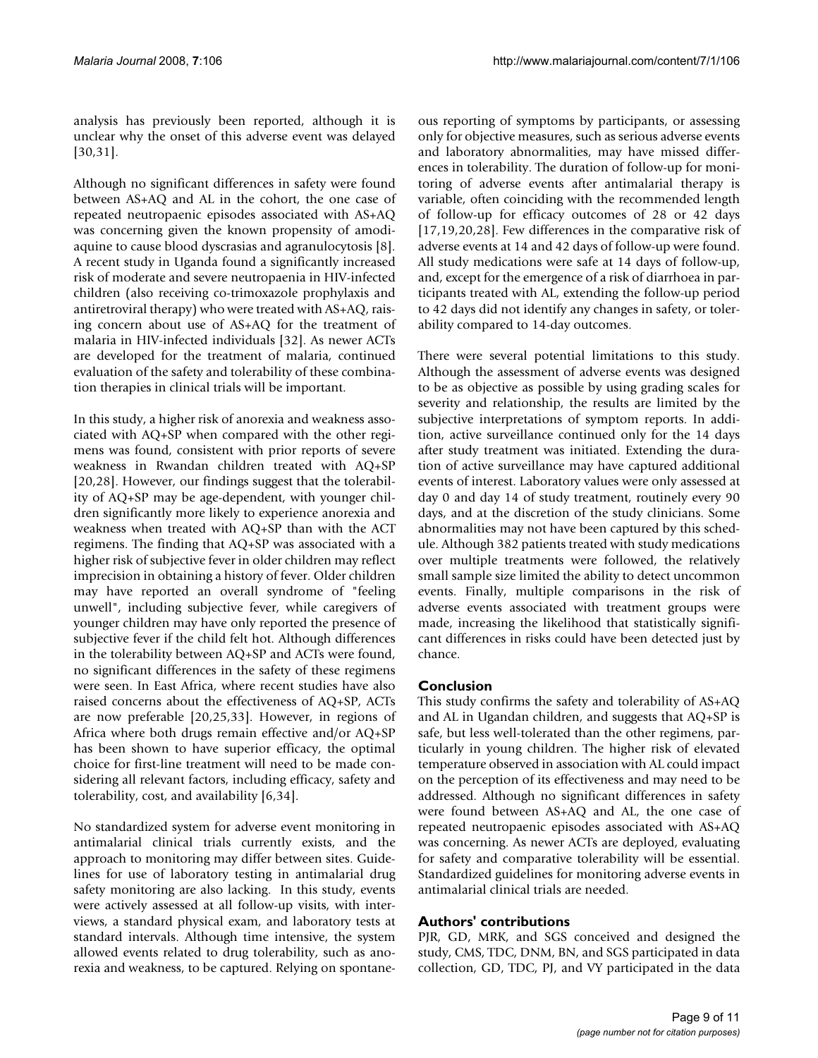analysis has previously been reported, although it is unclear why the onset of this adverse event was delayed [30,31].

Although no significant differences in safety were found between AS+AQ and AL in the cohort, the one case of repeated neutropaenic episodes associated with AS+AQ was concerning given the known propensity of amodiaquine to cause blood dyscrasias and agranulocytosis [8]. A recent study in Uganda found a significantly increased risk of moderate and severe neutropaenia in HIV-infected children (also receiving co-trimoxazole prophylaxis and antiretroviral therapy) who were treated with AS+AQ, raising concern about use of AS+AQ for the treatment of malaria in HIV-infected individuals [32]. As newer ACTs are developed for the treatment of malaria, continued evaluation of the safety and tolerability of these combination therapies in clinical trials will be important.

In this study, a higher risk of anorexia and weakness associated with AQ+SP when compared with the other regimens was found, consistent with prior reports of severe weakness in Rwandan children treated with AQ+SP [20,28]. However, our findings suggest that the tolerability of AQ+SP may be age-dependent, with younger children significantly more likely to experience anorexia and weakness when treated with AQ+SP than with the ACT regimens. The finding that AQ+SP was associated with a higher risk of subjective fever in older children may reflect imprecision in obtaining a history of fever. Older children may have reported an overall syndrome of "feeling unwell", including subjective fever, while caregivers of younger children may have only reported the presence of subjective fever if the child felt hot. Although differences in the tolerability between AQ+SP and ACTs were found, no significant differences in the safety of these regimens were seen. In East Africa, where recent studies have also raised concerns about the effectiveness of AQ+SP, ACTs are now preferable [20,25,33]. However, in regions of Africa where both drugs remain effective and/or AQ+SP has been shown to have superior efficacy, the optimal choice for first-line treatment will need to be made considering all relevant factors, including efficacy, safety and tolerability, cost, and availability [6,34].

No standardized system for adverse event monitoring in antimalarial clinical trials currently exists, and the approach to monitoring may differ between sites. Guidelines for use of laboratory testing in antimalarial drug safety monitoring are also lacking. In this study, events were actively assessed at all follow-up visits, with interviews, a standard physical exam, and laboratory tests at standard intervals. Although time intensive, the system allowed events related to drug tolerability, such as anorexia and weakness, to be captured. Relying on spontaneous reporting of symptoms by participants, or assessing only for objective measures, such as serious adverse events and laboratory abnormalities, may have missed differences in tolerability. The duration of follow-up for monitoring of adverse events after antimalarial therapy is variable, often coinciding with the recommended length of follow-up for efficacy outcomes of 28 or 42 days [17,19,20,28]. Few differences in the comparative risk of adverse events at 14 and 42 days of follow-up were found. All study medications were safe at 14 days of follow-up, and, except for the emergence of a risk of diarrhoea in participants treated with AL, extending the follow-up period to 42 days did not identify any changes in safety, or tolerability compared to 14-day outcomes.

There were several potential limitations to this study. Although the assessment of adverse events was designed to be as objective as possible by using grading scales for severity and relationship, the results are limited by the subjective interpretations of symptom reports. In addition, active surveillance continued only for the 14 days after study treatment was initiated. Extending the duration of active surveillance may have captured additional events of interest. Laboratory values were only assessed at day 0 and day 14 of study treatment, routinely every 90 days, and at the discretion of the study clinicians. Some abnormalities may not have been captured by this schedule. Although 382 patients treated with study medications over multiple treatments were followed, the relatively small sample size limited the ability to detect uncommon events. Finally, multiple comparisons in the risk of adverse events associated with treatment groups were made, increasing the likelihood that statistically significant differences in risks could have been detected just by chance.

## Conclusion

This study confirms the safety and tolerability of AS+AQ and AL in Ugandan children, and suggests that AQ+SP is safe, but less well-tolerated than the other regimens, particularly in young children. The higher risk of elevated temperature observed in association with AL could impact on the perception of its effectiveness and may need to be addressed. Although no significant differences in safety were found between AS+AQ and AL, the one case of repeated neutropaenic episodes associated with AS+AQ was concerning. As newer ACTs are deployed, evaluating for safety and comparative tolerability will be essential. Standardized guidelines for monitoring adverse events in antimalarial clinical trials are needed.

## Authors' contributions

PJR, GD, MRK, and SGS conceived and designed the study, CMS, TDC, DNM, BN, and SGS participated in data collection, GD, TDC, PJ, and VY participated in the data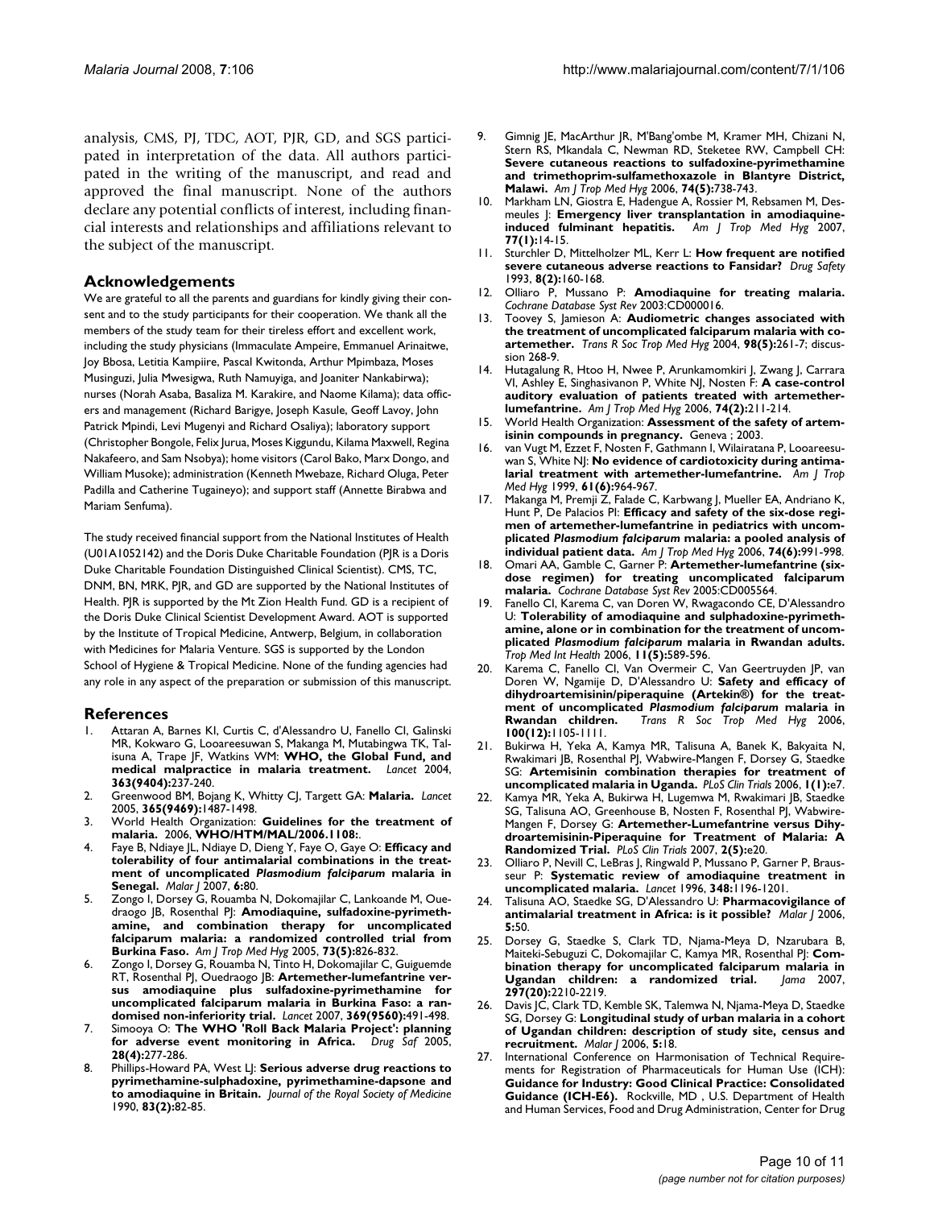analysis, CMS, PJ, TDC, AOT, PJR, GD, and SGS participated in interpretation of the data. All authors participated in the writing of the manuscript, and read and approved the final manuscript. None of the authors declare any potential conflicts of interest, including financial interests and relationships and affiliations relevant to the subject of the manuscript.

## Acknowledgements

We are grateful to all the parents and guardians for kindly giving their consent and to the study participants for their cooperation. We thank all the members of the study team for their tireless effort and excellent work, including the study physicians (Immaculate Ampeire, Emmanuel Arinaitwe, Joy Bbosa, Letitia Kampiire, Pascal Kwitonda, Arthur Mpimbaza, Moses Musinguzi, Julia Mwesigwa, Ruth Namuyiga, and Joaniter Nankabirwa); nurses (Norah Asaba, Basaliza M. Karakire, and Naome Kilama); data officers and management (Richard Barigye, Joseph Kasule, Geoff Lavoy, John Patrick Mpindi, Levi Mugenyi and Richard Osaliya); laboratory support (Christopher Bongole, Felix Jurua, Moses Kiggundu, Kilama Maxwell, Regina Nakafeero, and Sam Nsobya); home visitors (Carol Bako, Marx Dongo, and William Musoke); administration (Kenneth Mwebaze, Richard Oluga, Peter Padilla and Catherine Tugaineyo); and support staff (Annette Birabwa and Mariam Senfuma).

The study received financial support from the National Institutes of Health (U01A1052142) and the Doris Duke Charitable Foundation (PJR is a Doris Duke Charitable Foundation Distinguished Clinical Scientist). CMS, TC, DNM, BN, MRK, PJR, and GD are supported by the National Institutes of Health. PJR is supported by the Mt Zion Health Fund. GD is a recipient of the Doris Duke Clinical Scientist Development Award. AOT is supported by the Institute of Tropical Medicine, Antwerp, Belgium, in collaboration with Medicines for Malaria Venture. SGS is supported by the London School of Hygiene & Tropical Medicine. None of the funding agencies had any role in any aspect of the preparation or submission of this manuscript.

## References

1. Attaran A, Barnes KI, Curtis C, d'Alessandro U, Fanello CI, Galinski MR, Kokwaro G, Looareesuwan S, Makanga M, Mutabingwa TK, Talisuna A, Trape JF, Watkins WM: **WHO, the Global Fund, and medical malpractice in malaria treatment.** *Lancet* 2004, **363(9404):**237-240.
2. Greenwood BM, Bojang K, Whitty CJ, Targett GA: **Malaria.** *Lancet* 2005, **365(9469):**1487-1498.
3. World Health Organization: **Guidelines for the treatment of malaria.** 2006, **WHO/HTM/MAL/2006.1108:**.
4. Faye B, Ndiaye JL, Ndiaye D, Dieng Y, Faye O, Gaye O: **Efficacy and tolerability of four antimalarial combinations in the treatment of uncomplicated *Plasmodium falciparum* malaria in Senegal.** *Malar J* 2007, **6:**80.
5. Zongo I, Dorsey G, Rouamba N, Dokomajilar C, Lankoande M, Ouedraogo JB, Rosenthal PJ: **Amodiaquine, sulfadoxine-pyrimethamine, and combination therapy for uncomplicated falciparum malaria: a randomized controlled trial from Burkina Faso.** *Am J Trop Med Hyg* 2005, **73(5):**826-832.
6. Zongo I, Dorsey G, Rouamba N, Tinto H, Dokomajilar C, Guiguemde RT, Rosenthal PJ, Ouedraogo JB: **Artemether-lumefantrine versus amodiaquine plus sulfadoxine-pyrimethamine for uncomplicated falciparum malaria in Burkina Faso: a randomised non-inferiority trial.** *Lancet* 2007, 369(9560):491-498.
7. Simooya O: **The WHO 'Roll Back Malaria Project': planning for adverse event monitoring in Africa.** *Drug Saf* 2005, **28(4):**277-286.
8. Phillips-Howard PA, West LJ: **Serious adverse drug reactions to pyrimethamine-sulphadoxine, pyrimethamine-dapsone and to amodiaquine in Britain.** *Journal of the Royal Society of Medicine* 1990, **83(2):**82-85.
9. Gimnig JE, MacArthur JR, M'Bang'ombe M, Kramer MH, Chizani N, Stern RS, Mkandala C, Newman RD, Steketee RW, Campbell CH: **Severe cutaneous reactions to sulfadoxine-pyrimethamine and trimethoprim-sulfamethoxazole in Blantyre District, Malawi.** *Am J Trop Med Hyg* 2006, **74(5):**738-743.
10. Markham LN, Giostra E, Hadengue A, Rossier M, Rebsamen M, Desmeules J: **Emergency liver transplantation in amodiaquine-induced fulminant hepatitis.** *Am J Trop Med Hyg* 2007, **77(1):**14-15.
11. Sturchler D, Mittelholzer ML, Kerr L: **How frequent are notified severe cutaneous adverse reactions to Fansidar?** *Drug Safety* 1993, **8(2):**160-168.
12. Olliaro P, Mussano P: **Amodiaquine for treating malaria.** *Cochrane Database Syst Rev* 2003:CD000016.
13. Toovey S, Jamieson A: **Audiometric changes associated with the treatment of uncomplicated falciparum malaria with co-artemether.** *Trans R Soc Trop Med Hyg* 2004, **98(5):**261-7; discussion 268-9.
14. Hutagalung R, Htoo H, Nwee P, Arunkamomkiri J, Zwang J, Carrara VI, Ashley E, Singhasivanon P, White NJ, Nosten F: **A case-control auditory evaluation of patients treated with artemether-lumefantrine.** *Am J Trop Med Hyg* 2006, **74(2):**211-214.
15. World Health Organization: **Assessment of the safety of artemisinin compounds in pregnancy.** Geneva ; 2003.
16. van Vugt M, Ezzet F, Nosten F, Gathmann I, Wilairatana P, Looareesuwan S, White NJ: **No evidence of cardiotoxicity during antimalarial treatment with artemether-lumefantrine.** *Am J Trop Med Hyg* 1999, **61(6):**964-967.
17. Makanga M, Premji Z, Falade C, Karbwang J, Mueller EA, Andriano K, Hunt P, De Palacios PI: **Efficacy and safety of the six-dose regimen of artemether-lumefantrine in pediatrics with uncomplicated *Plasmodium falciparum* malaria: a pooled analysis of individual patient data.** *Am J Trop Med Hyg* 2006, **74(6):**991-998.
18. Omari AA, Gamble C, Garner P: **Artemether-lumefantrine (six-dose regimen) for treating uncomplicated falciparum malaria.** *Cochrane Database Syst Rev* 2005:CD005564.
19. Fanello CI, Karema C, van Doren W, Rwagacondo CE, D'Alessandro U: **Tolerability of amodiaquine and sulphadoxine-pyrimethamine, alone or in combination for the treatment of uncomplicated *Plasmodium falciparum* malaria in Rwandan adults.** *Trop Med Int Health* 2006, **11(5):**589-596.
20. Karema C, Fanello CI, Van Overmeir C, Van Geertruyden JP, van Doren W, Ngamije D, D'Alessandro U: **Safety and efficacy of dihydroartemisinin/piperaquine (Artekin®) for the treatment of uncomplicated *Plasmodium falciparum* malaria in Rwandan children.** *Trans R Soc Trop Med Hyg* 2006, **100(12):**1105-1111.
21. Bukirwa H, Yeka A, Kamya MR, Talisuna A, Banek K, Bakyaita N, Rwakimari JB, Rosenthal PJ, Wabwire-Mangen F, Dorsey G, Staedke SG: **Artemisinin combination therapies for treatment of uncomplicated malaria in Uganda.** *PLoS Clin Trials* 2006, **1(1):**e7.
22. Kamya MR, Yeka A, Bukirwa H, Lugemwa M, Rwakimari JB, Staedke SG, Talisuna AO, Greenhouse B, Nosten F, Rosenthal PJ, Wabwire-Mangen F, Dorsey G: **Artemether-Lumefantrine versus Dihydroartemisinin-Piperaquine for Treatment of Malaria: A Randomized Trial.** *PLoS Clin Trials* 2007, **2(5):**e20.
23. Olliaro P, Nevill C, LeBras J, Ringwald P, Mussano P, Garner P, Brasseur P: **Systematic review of amodiaquine treatment in uncomplicated malaria.** *Lancet* 1996, **348:**1196-1201.
24. Talisuna AO, Staedke SG, D'Alessandro U: **Pharmacovigilance of antimalarial treatment in Africa: is it possible?** *Malar J* 2006, **5:**50.
25. Dorsey G, Staedke S, Clark TD, Njama-Meya D, Nzarubara B, Maiteki-Sebuguzi C, Dokomajilar C, Kamya MR, Rosenthal PJ: **Combination therapy for uncomplicated falciparum malaria in Ugandan children: a randomized trial.** *Jama* 2007, **297(20):**2210-2219.
26. Davis JC, Clark TD, Kemble SK, Talemwa N, Njama-Meya D, Staedke SG, Dorsey G: **Longitudinal study of urban malaria in a cohort of Ugandan children: description of study site, census and recruitment.** *Malar J* 2006, **5:**18.
27. International Conference on Harmonisation of Technical Requirements for Registration of Pharmaceuticals for Human Use (ICH): **Guidance for Industry: Good Clinical Practice: Consolidated Guidance (ICH-E6).** Rockville, MD , U.S. Department of Health and Human Services, Food and Drug Administration, Center for Drug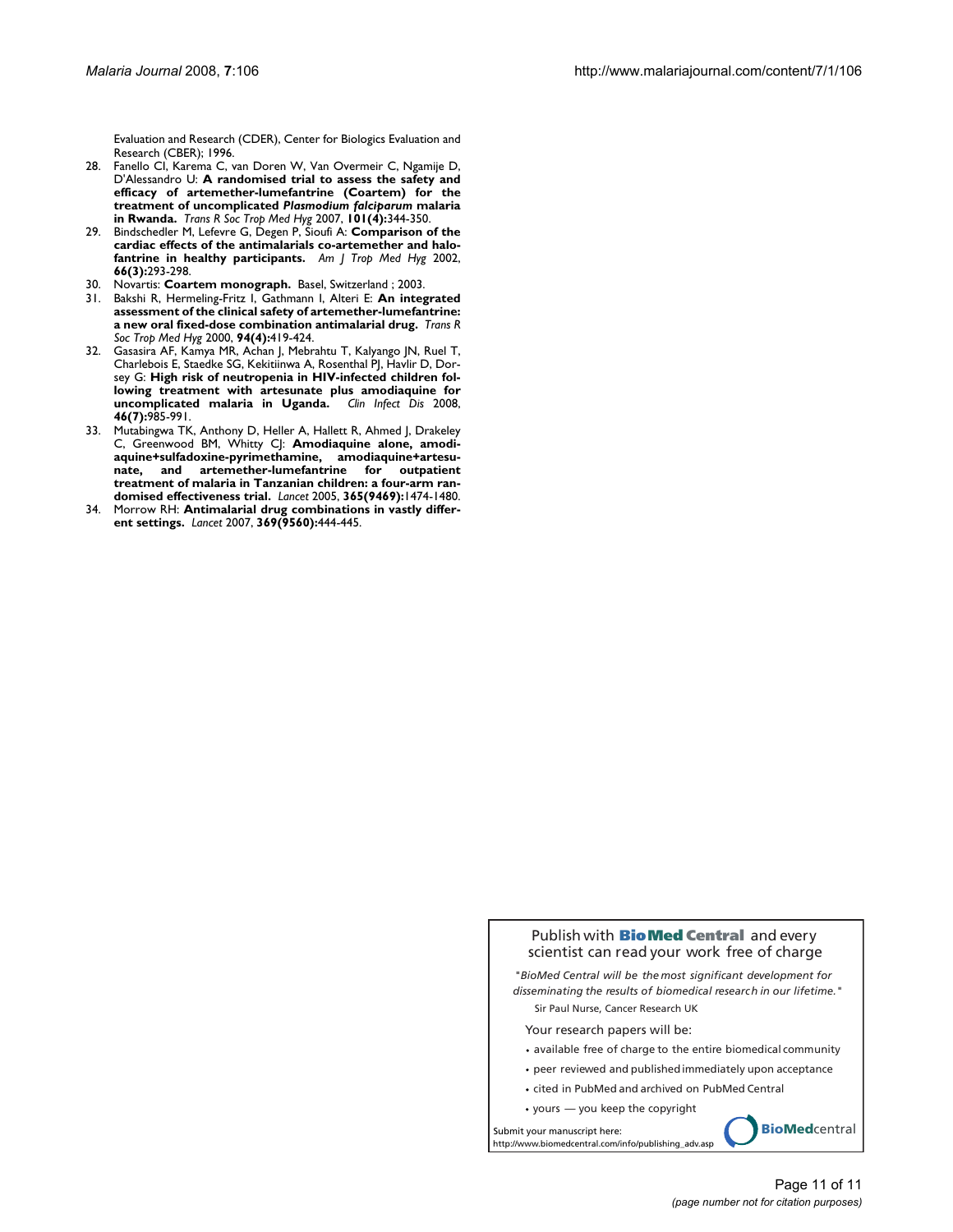Evaluation and Research (CDER), Center for Biologics Evaluation and Research (CBER); 1996.

28. Fanello CI, Karema C, van Doren W, Van Overmeir C, Ngamije D, D'Alessandro U: **A randomised trial to assess the safety and efficacy of artemether-lumefantrine (Coartem) for the treatment of uncomplicated *Plasmodium falciparum* malaria in Rwanda.** *Trans R Soc Trop Med Hyg* 2007, **101(4):**344-350.
29. Bindschedler M, Lefevre G, Degen P, Sioufi A: **Comparison of the cardiac effects of the antimalarials co-artemether and halofantrine in healthy participants.** *Am J Trop Med Hyg* 2002, **66(3):**293-298.
30. Novartis: **Coartem monograph.** Basel, Switzerland ; 2003.
31. Bakshi R, Hermeling-Fritz I, Gathmann I, Alteri E: **An integrated assessment of the clinical safety of artemether-lumefantrine: a new oral fixed-dose combination antimalarial drug.** *Trans R Soc Trop Med Hyg* 2000, **94(4):**419-424.
32. Gasasira AF, Kamya MR, Achan J, Mebrahtu T, Kalyango JN, Ruel T, Charlebois E, Staedke SG, Kekitiinwa A, Rosenthal PJ, Havlir D, Dorsey G: **High risk of neutropenia in HIV-infected children following treatment with artesunate plus amodiaquine for uncomplicated malaria in Uganda.** *Clin Infect Dis* 2008, **46(7):**985-991.
33. Mutabingwa TK, Anthony D, Heller A, Hallett R, Ahmed J, Drakeley C, Greenwood BM, Whitty CJ: **Amodiaquine alone, amodiaquine+sulfadoxine-pyrimethamine, amodiaquine+artesunate, and artemether-lumefantrine for outpatient treatment of malaria in Tanzanian children: a four-arm randomised effectiveness trial.** *Lancet* 2005, **365(9469):**1474-1480.
34. Morrow RH: **Antimalarial drug combinations in vastly different settings.** *Lancet* 2007, **369(9560):**444-445.

Publish with **BioMed Central** and every scientist can read your work free of charge

*"BioMed Central will be the most significant development for disseminating the results of biomedical research in our lifetime."*

Sir Paul Nurse, Cancer Research UK

Your research papers will be:

- available free of charge to the entire biomedical community
- peer reviewed and published immediately upon acceptance
- cited in PubMed and archived on PubMed Central
- yours — you keep the copyright

Submit your manuscript here:
http://www.biomedcentral.com/info/publishing_adv.asp

BioMedcentral